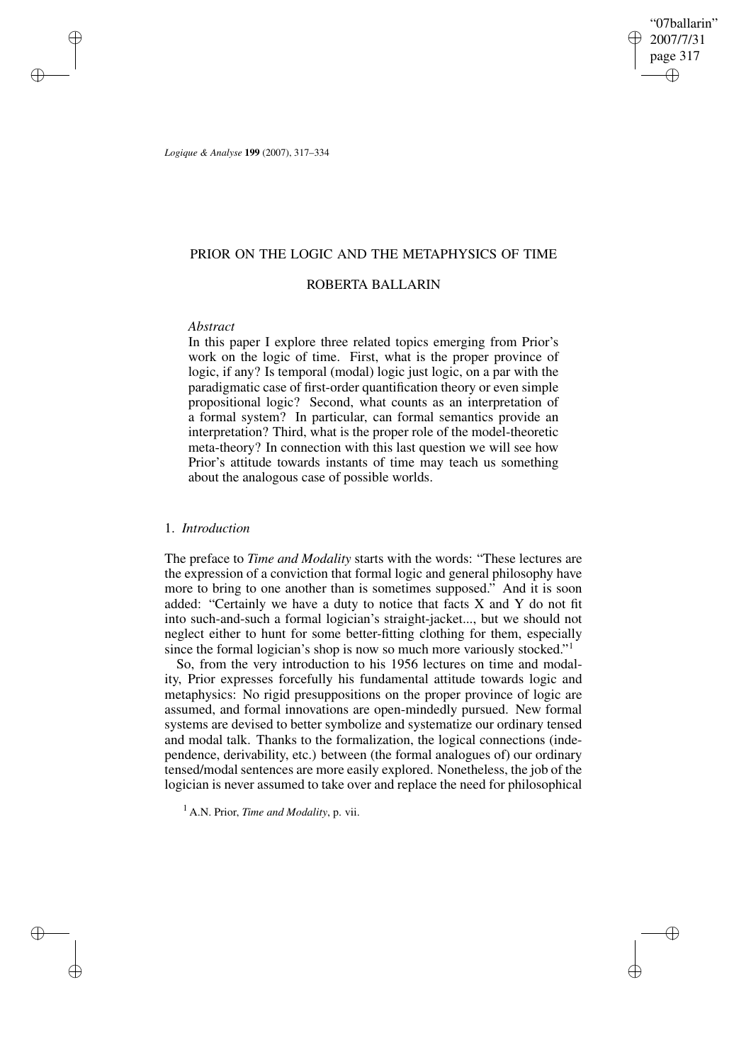# PRIOR ON THE LOGIC AND THE METAPHYSICS OF TIME

## ROBERTA BALLARIN

*Abstract*

In this paper I explore three related topics emerging from Prior's work on the logic of time. First, what is the proper province of logic, if any? Is temporal (modal) logic just logic, on a par with the paradigmatic case of first-order quantification theory or even simple propositional logic? Second, what counts as an interpretation of a formal system? In particular, can formal semantics provide an interpretation? Third, what is the proper role of the model-theoretic meta-theory? In connection with this last question we will see how Prior's attitude towards instants of time may teach us something about the analogous case of possible worlds.

## 1. *Introduction*

The preface to *Time and Modality* starts with the words: "These lectures are the expression of a conviction that formal logic and general philosophy have more to bring to one another than is sometimes supposed." And it is soon added: "Certainly we have a duty to notice that facts X and Y do not fit into such-and-such a formal logician's straight-jacket..., but we should not neglect either to hunt for some better-fitting clothing for them, especially since the formal logician's shop is now so much more variously stocked."[1]

So, from the very introduction to his 1956 lectures on time and modality, Prior expresses forcefully his fundamental attitude towards logic and metaphysics: No rigid presuppositions on the proper province of logic are assumed, and formal innovations are open-mindedly pursued. New formal systems are devised to better symbolize and systematize our ordinary tensed and modal talk. Thanks to the formalization, the logical connections (independence, derivability, etc.) between (the formal analogues of) our ordinary tensed/modal sentences are more easily explored. Nonetheless, the job of the logician is never assumed to take over and replace the need for philosophical

[1] A.N. Prior, *Time and Modality*, p. vii.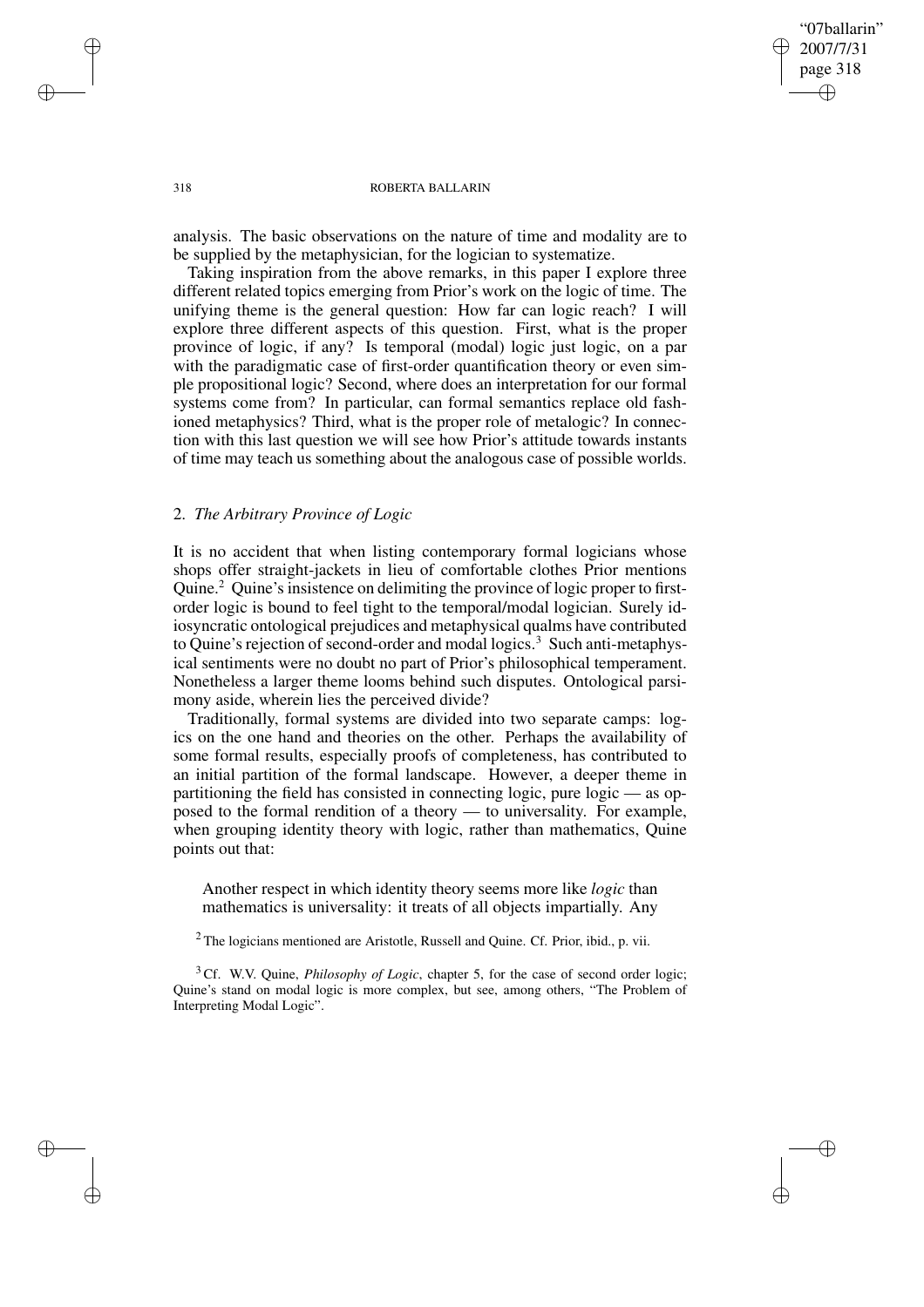analysis. The basic observations on the nature of time and modality are to be supplied by the metaphysician, for the logician to systematize.

Taking inspiration from the above remarks, in this paper I explore three different related topics emerging from Prior's work on the logic of time. The unifying theme is the general question: How far can logic reach? I will explore three different aspects of this question. First, what is the proper province of logic, if any? Is temporal (modal) logic just logic, on a par with the paradigmatic case of first-order quantification theory or even simple propositional logic? Second, where does an interpretation for our formal systems come from? In particular, can formal semantics replace old fashioned metaphysics? Third, what is the proper role of metalogic? In connection with this last question we will see how Prior's attitude towards instants of time may teach us something about the analogous case of possible worlds.

## 2. *The Arbitrary Province of Logic*

It is no accident that when listing contemporary formal logicians whose shops offer straight-jackets in lieu of comfortable clothes Prior mentions Quine.[2] Quine's insistence on delimiting the province of logic proper to first-order logic is bound to feel tight to the temporal/modal logician. Surely idiosyncratic ontological prejudices and metaphysical qualms have contributed to Quine's rejection of second-order and modal logics.[3] Such anti-metaphysical sentiments were no doubt no part of Prior's philosophical temperament. Nonetheless a larger theme looms behind such disputes. Ontological parsimony aside, wherein lies the perceived divide?

Traditionally, formal systems are divided into two separate camps: logics on the one hand and theories on the other. Perhaps the availability of some formal results, especially proofs of completeness, has contributed to an initial partition of the formal landscape. However, a deeper theme in partitioning the field has consisted in connecting logic, pure logic — as opposed to the formal rendition of a theory — to universality. For example, when grouping identity theory with logic, rather than mathematics, Quine points out that:

> Another respect in which identity theory seems more like *logic* than mathematics is universality: it treats of all objects impartially. Any

[2] The logicians mentioned are Aristotle, Russell and Quine. Cf. Prior, ibid., p. vii.

[3] Cf. W.V. Quine, *Philosophy of Logic*, chapter 5, for the case of second order logic; Quine's stand on modal logic is more complex, but see, among others, "The Problem of Interpreting Modal Logic".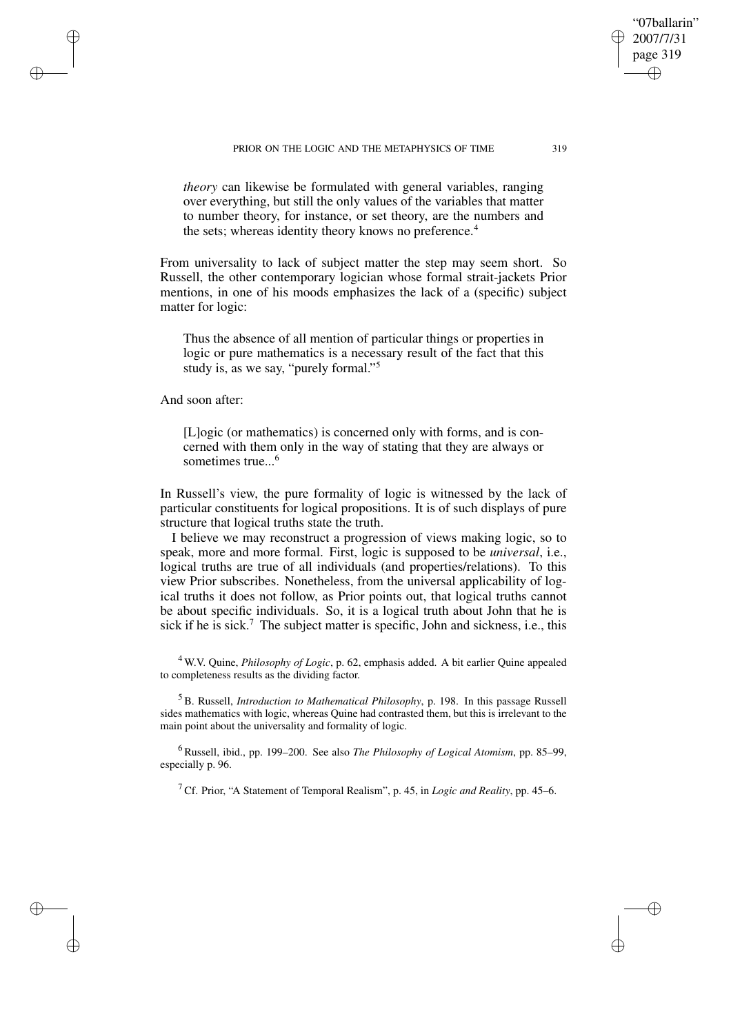*theory* can likewise be formulated with general variables, ranging over everything, but still the only values of the variables that matter to number theory, for instance, or set theory, are the numbers and the sets; whereas identity theory knows no preference.[4]

From universality to lack of subject matter the step may seem short. So Russell, the other contemporary logician whose formal strait-jackets Prior mentions, in one of his moods emphasizes the lack of a (specific) subject matter for logic:

> Thus the absence of all mention of particular things or properties in logic or pure mathematics is a necessary result of the fact that this study is, as we say, "purely formal."[5]

And soon after:

> [L]ogic (or mathematics) is concerned only with forms, and is concerned with them only in the way of stating that they are always or sometimes true...[6]

In Russell's view, the pure formality of logic is witnessed by the lack of particular constituents for logical propositions. It is of such displays of pure structure that logical truths state the truth.

I believe we may reconstruct a progression of views making logic, so to speak, more and more formal. First, logic is supposed to be *universal*, i.e., logical truths are true of all individuals (and properties/relations). To this view Prior subscribes. Nonetheless, from the universal applicability of logical truths it does not follow, as Prior points out, that logical truths cannot be about specific individuals. So, it is a logical truth about John that he is sick if he is sick.[7] The subject matter is specific, John and sickness, i.e., this

---

[4] W.V. Quine, *Philosophy of Logic*, p. 62, emphasis added. A bit earlier Quine appealed to completeness results as the dividing factor.

[5] B. Russell, *Introduction to Mathematical Philosophy*, p. 198. In this passage Russell sides mathematics with logic, whereas Quine had contrasted them, but this is irrelevant to the main point about the universality and formality of logic.

[6] Russell, ibid., pp. 199–200. See also *The Philosophy of Logical Atomism*, pp. 85–99, especially p. 96.

[7] Cf. Prior, "A Statement of Temporal Realism", p. 45, in *Logic and Reality*, pp. 45–6.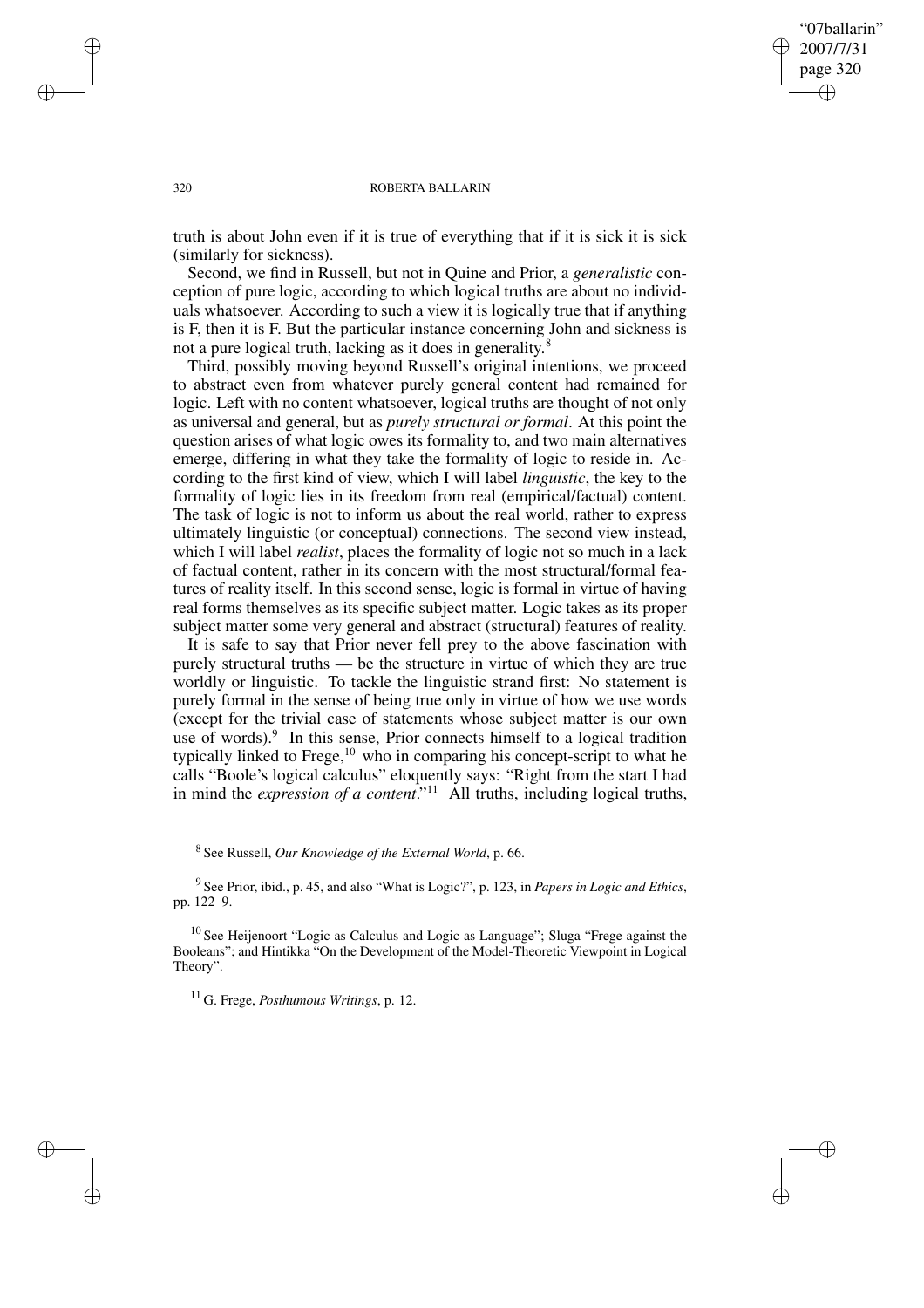truth is about John even if it is true of everything that if it is sick it is sick (similarly for sickness).

Second, we find in Russell, but not in Quine and Prior, a *generalistic* conception of pure logic, according to which logical truths are about no individuals whatsoever. According to such a view it is logically true that if anything is F, then it is F. But the particular instance concerning John and sickness is not a pure logical truth, lacking as it does in generality.[8]

Third, possibly moving beyond Russell's original intentions, we proceed to abstract even from whatever purely general content had remained for logic. Left with no content whatsoever, logical truths are thought of not only as universal and general, but as *purely structural or formal*. At this point the question arises of what logic owes its formality to, and two main alternatives emerge, differing in what they take the formality of logic to reside in. According to the first kind of view, which I will label *linguistic*, the key to the formality of logic lies in its freedom from real (empirical/factual) content. The task of logic is not to inform us about the real world, rather to express ultimately linguistic (or conceptual) connections. The second view instead, which I will label *realist*, places the formality of logic not so much in a lack of factual content, rather in its concern with the most structural/formal features of reality itself. In this second sense, logic is formal in virtue of having real forms themselves as its specific subject matter. Logic takes as its proper subject matter some very general and abstract (structural) features of reality.

It is safe to say that Prior never fell prey to the above fascination with purely structural truths — be the structure in virtue of which they are true worldly or linguistic. To tackle the linguistic strand first: No statement is purely formal in the sense of being true only in virtue of how we use words (except for the trivial case of statements whose subject matter is our own use of words).[9] In this sense, Prior connects himself to a logical tradition typically linked to Frege,[10] who in comparing his concept-script to what he calls "Boole's logical calculus" eloquently says: "Right from the start I had in mind the *expression of a content*."[11] All truths, including logical truths,

[8] See Russell, *Our Knowledge of the External World*, p. 66.

[9] See Prior, ibid., p. 45, and also "What is Logic?", p. 123, in *Papers in Logic and Ethics*, pp. 122–9.

[10] See Heijenoort "Logic as Calculus and Logic as Language"; Sluga "Frege against the Booleans"; and Hintikka "On the Development of the Model-Theoretic Viewpoint in Logical Theory".

[11] G. Frege, *Posthumous Writings*, p. 12.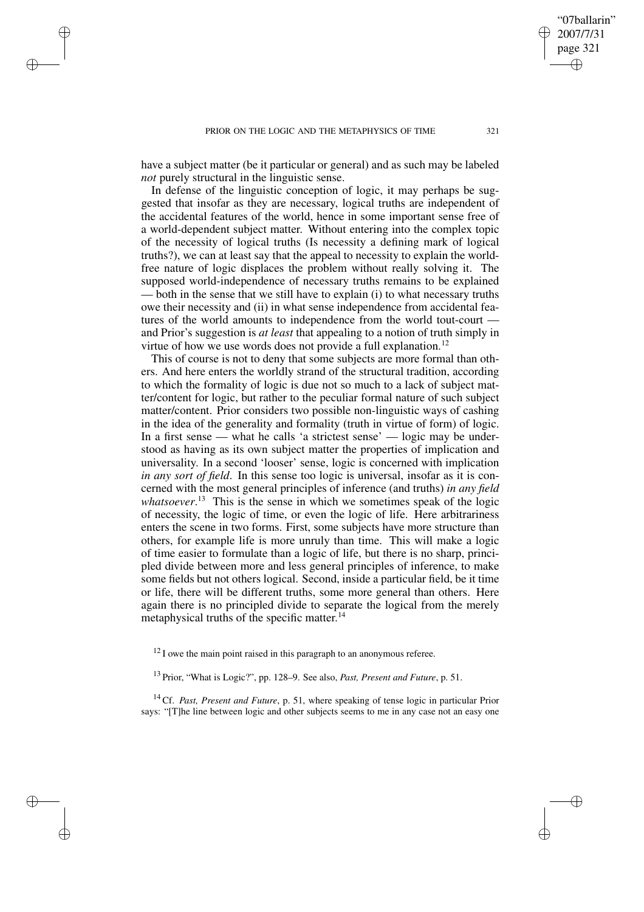have a subject matter (be it particular or general) and as such may be labeled *not* purely structural in the linguistic sense.

In defense of the linguistic conception of logic, it may perhaps be suggested that insofar as they are necessary, logical truths are independent of the accidental features of the world, hence in some important sense free of a world-dependent subject matter. Without entering into the complex topic of the necessity of logical truths (Is necessity a defining mark of logical truths?), we can at least say that the appeal to necessity to explain the world-free nature of logic displaces the problem without really solving it. The supposed world-independence of necessary truths remains to be explained — both in the sense that we still have to explain (i) to what necessary truths owe their necessity and (ii) in what sense independence from accidental features of the world amounts to independence from the world tout-court — and Prior's suggestion is *at least* that appealing to a notion of truth simply in virtue of how we use words does not provide a full explanation.[12]

This of course is not to deny that some subjects are more formal than others. And here enters the worldly strand of the structural tradition, according to which the formality of logic is due not so much to a lack of subject matter/content for logic, but rather to the peculiar formal nature of such subject matter/content. Prior considers two possible non-linguistic ways of cashing in the idea of the generality and formality (truth in virtue of form) of logic. In a first sense — what he calls 'a strictest sense' — logic may be understood as having as its own subject matter the properties of implication and universality. In a second 'looser' sense, logic is concerned with implication *in any sort of field*. In this sense too logic is universal, insofar as it is concerned with the most general principles of inference (and truths) *in any field whatsoever*.[13] This is the sense in which we sometimes speak of the logic of necessity, the logic of time, or even the logic of life. Here arbitrariness enters the scene in two forms. First, some subjects have more structure than others, for example life is more unruly than time. This will make a logic of time easier to formulate than a logic of life, but there is no sharp, principled divide between more and less general principles of inference, to make some fields but not others logical. Second, inside a particular field, be it time or life, there will be different truths, some more general than others. Here again there is no principled divide to separate the logical from the merely metaphysical truths of the specific matter.[14]

[12] I owe the main point raised in this paragraph to an anonymous referee.

[13] Prior, "What is Logic?", pp. 128–9. See also, *Past, Present and Future*, p. 51.

[14] Cf. *Past, Present and Future*, p. 51, where speaking of tense logic in particular Prior says: "[T]he line between logic and other subjects seems to me in any case not an easy one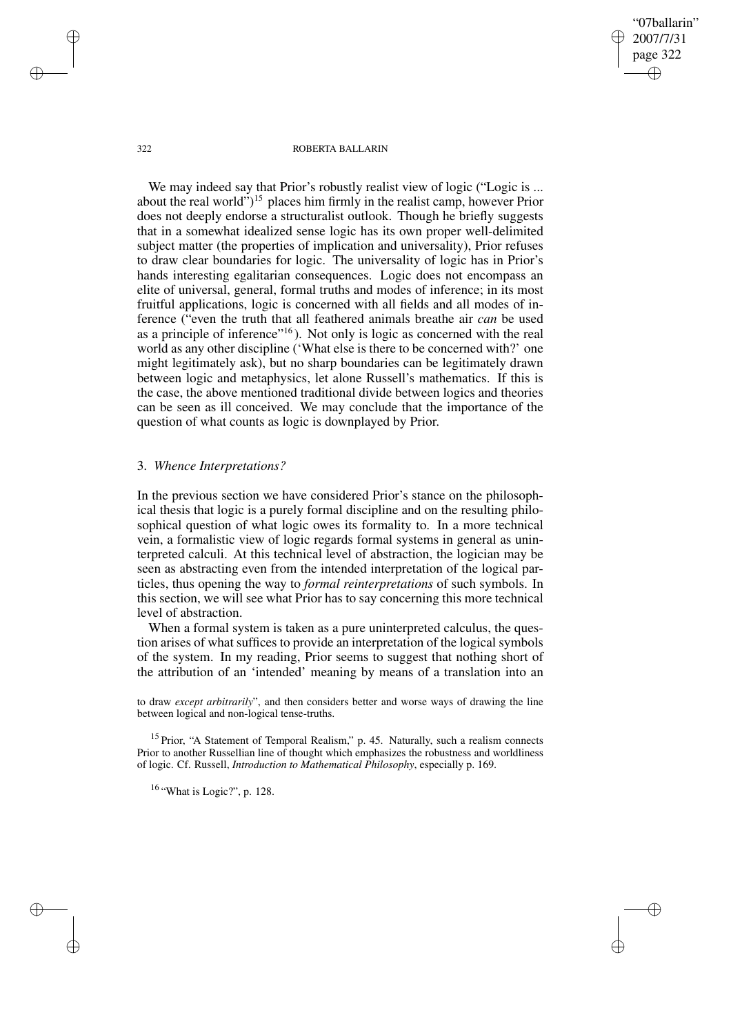We may indeed say that Prior's robustly realist view of logic ("Logic is ... about the real world")[15] places him firmly in the realist camp, however Prior does not deeply endorse a structuralist outlook. Though he briefly suggests that in a somewhat idealized sense logic has its own proper well-delimited subject matter (the properties of implication and universality), Prior refuses to draw clear boundaries for logic. The universality of logic has in Prior's hands interesting egalitarian consequences. Logic does not encompass an elite of universal, general, formal truths and modes of inference; in its most fruitful applications, logic is concerned with all fields and all modes of inference ("even the truth that all feathered animals breathe air *can* be used as a principle of inference"[16]). Not only is logic as concerned with the real world as any other discipline ('What else is there to be concerned with?' one might legitimately ask), but no sharp boundaries can be legitimately drawn between logic and metaphysics, let alone Russell's mathematics. If this is the case, the above mentioned traditional divide between logics and theories can be seen as ill conceived. We may conclude that the importance of the question of what counts as logic is downplayed by Prior.

## 3. *Whence Interpretations?*

In the previous section we have considered Prior's stance on the philosophical thesis that logic is a purely formal discipline and on the resulting philosophical question of what logic owes its formality to. In a more technical vein, a formalistic view of logic regards formal systems in general as uninterpreted calculi. At this technical level of abstraction, the logician may be seen as abstracting even from the intended interpretation of the logical particles, thus opening the way to *formal reinterpretations* of such symbols. In this section, we will see what Prior has to say concerning this more technical level of abstraction.

When a formal system is taken as a pure uninterpreted calculus, the question arises of what suffices to provide an interpretation of the logical symbols of the system. In my reading, Prior seems to suggest that nothing short of the attribution of an 'intended' meaning by means of a translation into an

to draw *except arbitrarily*", and then considers better and worse ways of drawing the line between logical and non-logical tense-truths.

[15] Prior, "A Statement of Temporal Realism," p. 45. Naturally, such a realism connects Prior to another Russellian line of thought which emphasizes the robustness and worldliness of logic. Cf. Russell, *Introduction to Mathematical Philosophy*, especially p. 169.

[16] "What is Logic?", p. 128.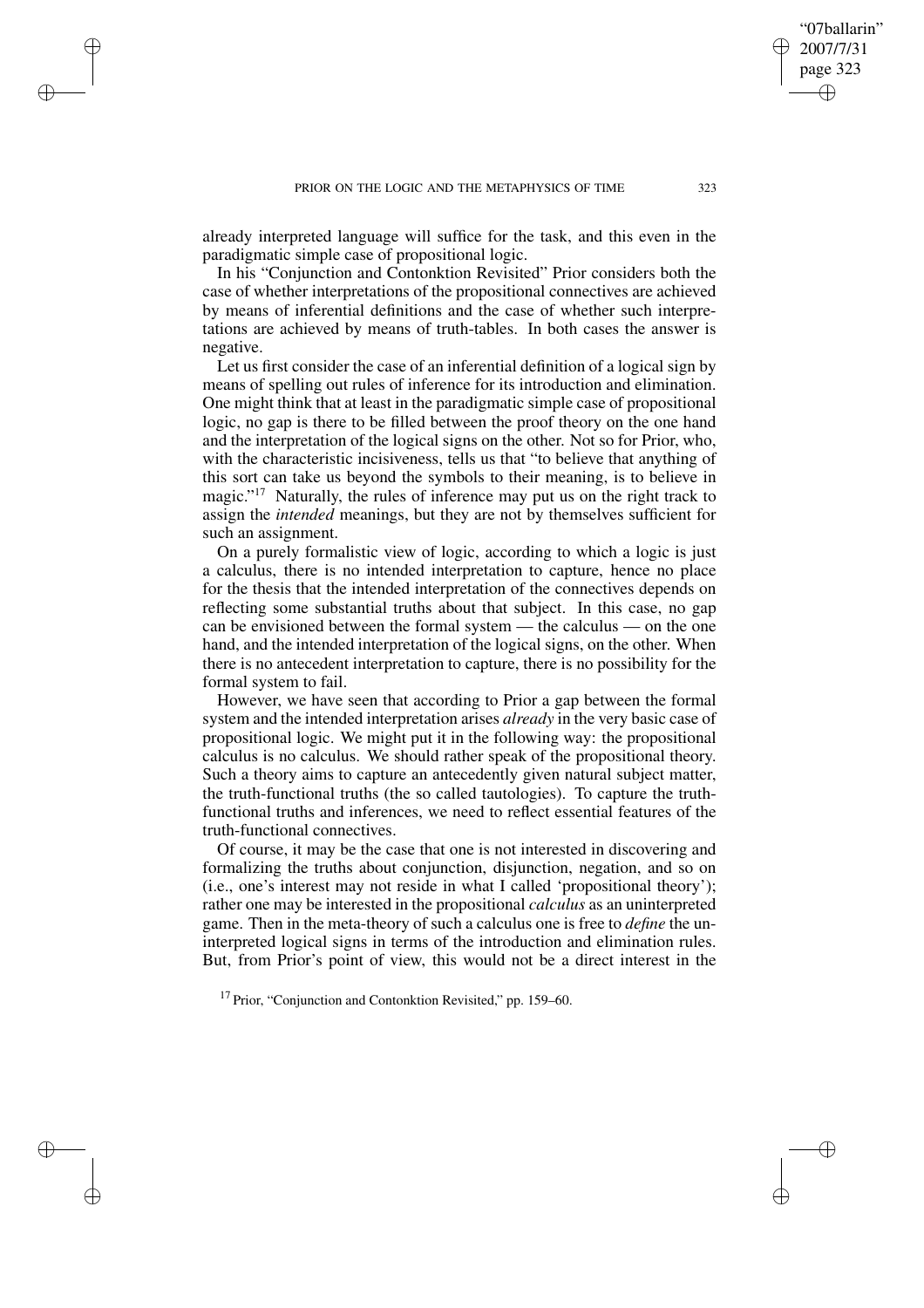already interpreted language will suffice for the task, and this even in the paradigmatic simple case of propositional logic.

In his "Conjunction and Contonktion Revisited" Prior considers both the case of whether interpretations of the propositional connectives are achieved by means of inferential definitions and the case of whether such interpretations are achieved by means of truth-tables. In both cases the answer is negative.

Let us first consider the case of an inferential definition of a logical sign by means of spelling out rules of inference for its introduction and elimination. One might think that at least in the paradigmatic simple case of propositional logic, no gap is there to be filled between the proof theory on the one hand and the interpretation of the logical signs on the other. Not so for Prior, who, with the characteristic incisiveness, tells us that "to believe that anything of this sort can take us beyond the symbols to their meaning, is to believe in magic."[17] Naturally, the rules of inference may put us on the right track to assign the *intended* meanings, but they are not by themselves sufficient for such an assignment.

On a purely formalistic view of logic, according to which a logic is just a calculus, there is no intended interpretation to capture, hence no place for the thesis that the intended interpretation of the connectives depends on reflecting some substantial truths about that subject. In this case, no gap can be envisioned between the formal system — the calculus — on the one hand, and the intended interpretation of the logical signs, on the other. When there is no antecedent interpretation to capture, there is no possibility for the formal system to fail.

However, we have seen that according to Prior a gap between the formal system and the intended interpretation arises *already* in the very basic case of propositional logic. We might put it in the following way: the propositional calculus is no calculus. We should rather speak of the propositional theory. Such a theory aims to capture an antecedently given natural subject matter, the truth-functional truths (the so called tautologies). To capture the truth-functional truths and inferences, we need to reflect essential features of the truth-functional connectives.

Of course, it may be the case that one is not interested in discovering and formalizing the truths about conjunction, disjunction, negation, and so on (i.e., one's interest may not reside in what I called 'propositional theory'); rather one may be interested in the propositional *calculus* as an uninterpreted game. Then in the meta-theory of such a calculus one is free to *define* the uninterpreted logical signs in terms of the introduction and elimination rules. But, from Prior's point of view, this would not be a direct interest in the

[17] Prior, "Conjunction and Contonktion Revisited," pp. 159–60.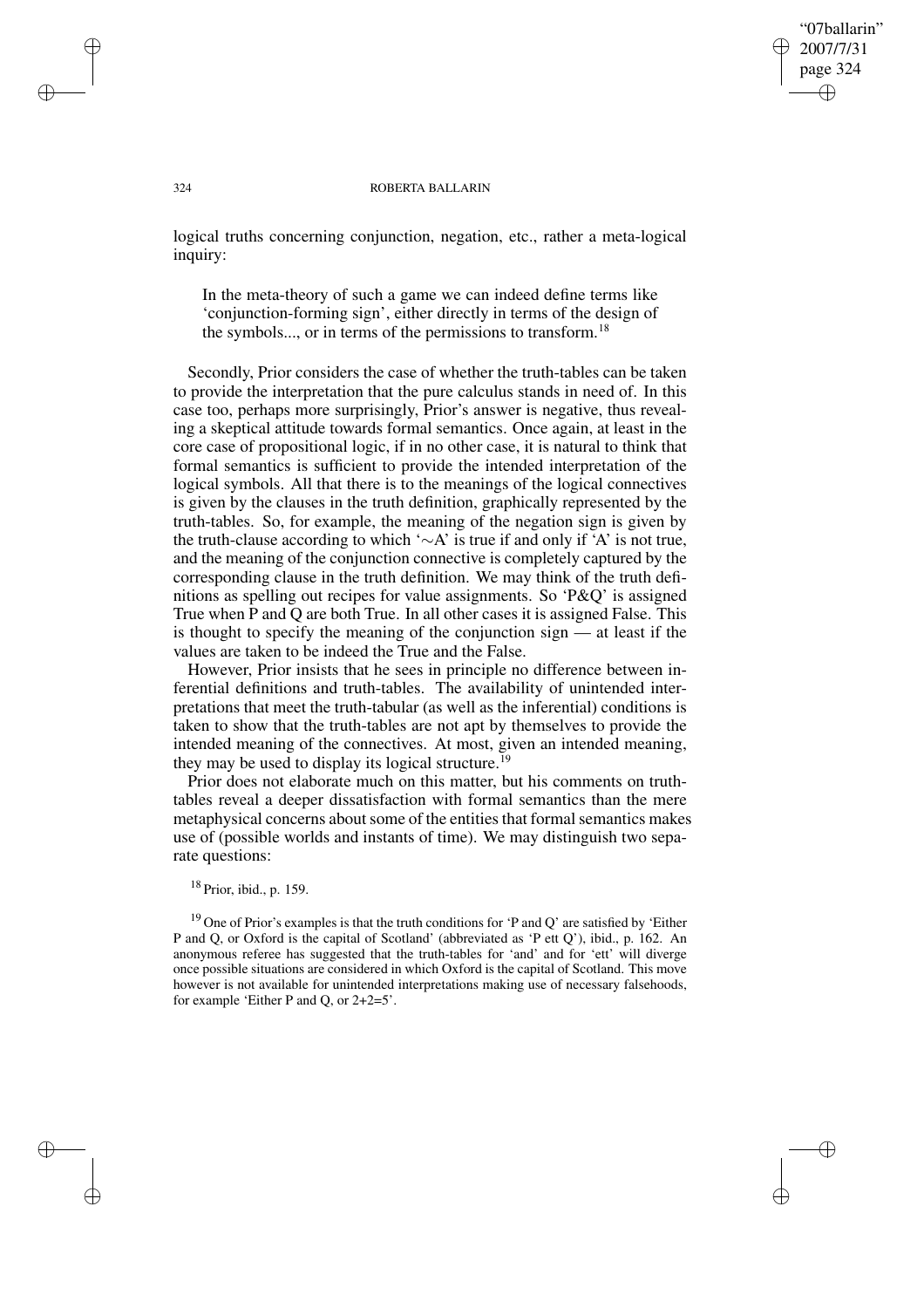logical truths concerning conjunction, negation, etc., rather a meta-logical inquiry:

> In the meta-theory of such a game we can indeed define terms like 'conjunction-forming sign', either directly in terms of the design of the symbols..., or in terms of the permissions to transform.[18]

Secondly, Prior considers the case of whether the truth-tables can be taken to provide the interpretation that the pure calculus stands in need of. In this case too, perhaps more surprisingly, Prior's answer is negative, thus revealing a skeptical attitude towards formal semantics. Once again, at least in the core case of propositional logic, if in no other case, it is natural to think that formal semantics is sufficient to provide the intended interpretation of the logical symbols. All that there is to the meanings of the logical connectives is given by the clauses in the truth definition, graphically represented by the truth-tables. So, for example, the meaning of the negation sign is given by the truth-clause according to which '∼A' is true if and only if 'A' is not true, and the meaning of the conjunction connective is completely captured by the corresponding clause in the truth definition. We may think of the truth definitions as spelling out recipes for value assignments. So 'P&Q' is assigned True when P and Q are both True. In all other cases it is assigned False. This is thought to specify the meaning of the conjunction sign — at least if the values are taken to be indeed the True and the False.

However, Prior insists that he sees in principle no difference between inferential definitions and truth-tables. The availability of unintended interpretations that meet the truth-tabular (as well as the inferential) conditions is taken to show that the truth-tables are not apt by themselves to provide the intended meaning of the connectives. At most, given an intended meaning, they may be used to display its logical structure.[19]

Prior does not elaborate much on this matter, but his comments on truth-tables reveal a deeper dissatisfaction with formal semantics than the mere metaphysical concerns about some of the entities that formal semantics makes use of (possible worlds and instants of time). We may distinguish two separate questions:

[18] Prior, ibid., p. 159.

[19] One of Prior's examples is that the truth conditions for 'P and Q' are satisfied by 'Either P and Q, or Oxford is the capital of Scotland' (abbreviated as 'P ett Q'), ibid., p. 162. An anonymous referee has suggested that the truth-tables for 'and' and for 'ett' will diverge once possible situations are considered in which Oxford is the capital of Scotland. This move however is not available for unintended interpretations making use of necessary falsehoods, for example 'Either P and Q, or 2+2=5'.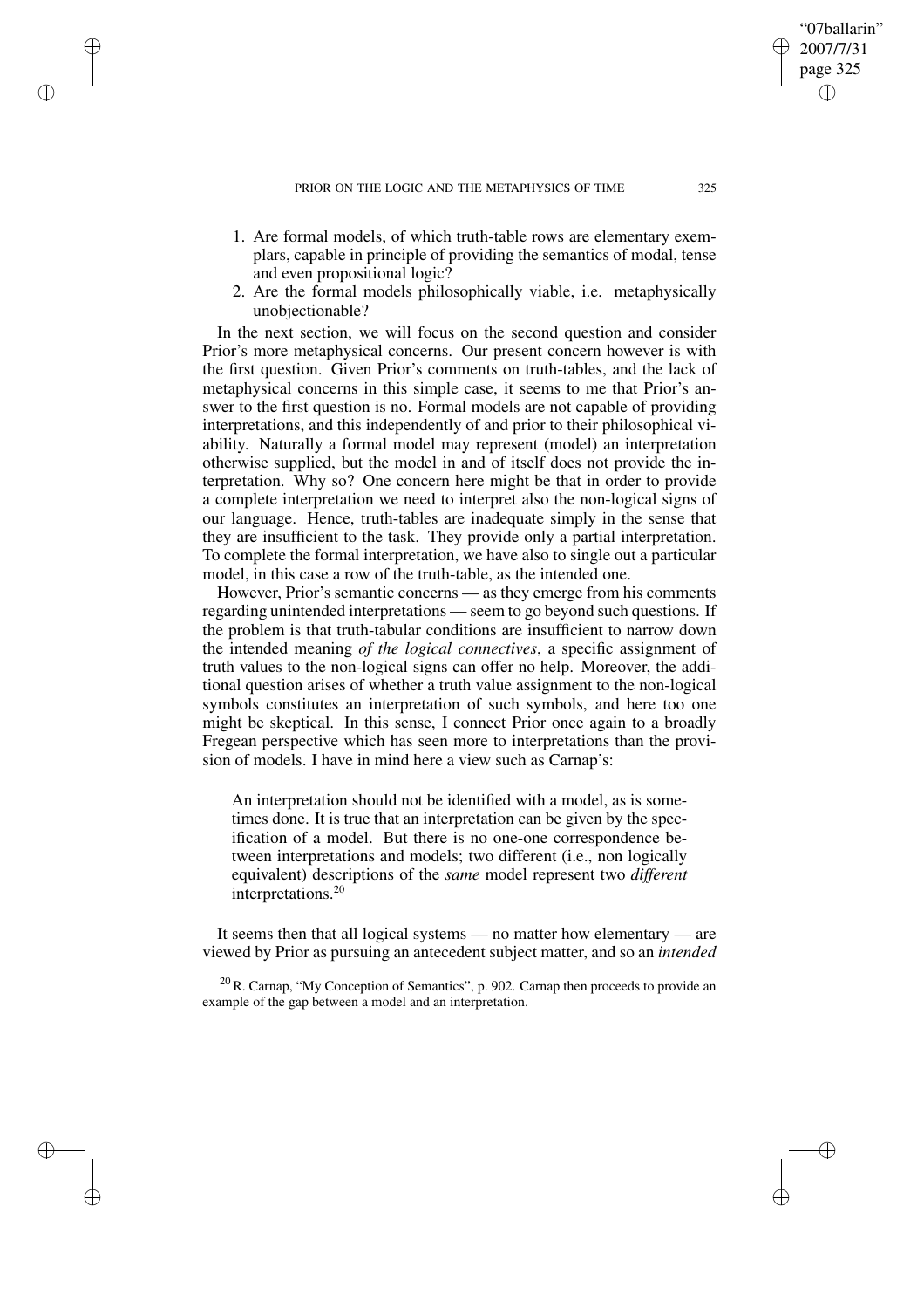1. Are formal models, of which truth-table rows are elementary exemplars, capable in principle of providing the semantics of modal, tense and even propositional logic?
2. Are the formal models philosophically viable, i.e. metaphysically unobjectionable?

In the next section, we will focus on the second question and consider Prior's more metaphysical concerns. Our present concern however is with the first question. Given Prior's comments on truth-tables, and the lack of metaphysical concerns in this simple case, it seems to me that Prior's answer to the first question is no. Formal models are not capable of providing interpretations, and this independently of and prior to their philosophical viability. Naturally a formal model may represent (model) an interpretation otherwise supplied, but the model in and of itself does not provide the interpretation. Why so? One concern here might be that in order to provide a complete interpretation we need to interpret also the non-logical signs of our language. Hence, truth-tables are inadequate simply in the sense that they are insufficient to the task. They provide only a partial interpretation. To complete the formal interpretation, we have also to single out a particular model, in this case a row of the truth-table, as the intended one.

However, Prior's semantic concerns — as they emerge from his comments regarding unintended interpretations — seem to go beyond such questions. If the problem is that truth-tabular conditions are insufficient to narrow down the intended meaning *of the logical connectives*, a specific assignment of truth values to the non-logical signs can offer no help. Moreover, the additional question arises of whether a truth value assignment to the non-logical symbols constitutes an interpretation of such symbols, and here too one might be skeptical. In this sense, I connect Prior once again to a broadly Fregean perspective which has seen more to interpretations than the provision of models. I have in mind here a view such as Carnap's:

> An interpretation should not be identified with a model, as is sometimes done. It is true that an interpretation can be given by the specification of a model. But there is no one-one correspondence between interpretations and models; two different (i.e., non logically equivalent) descriptions of the *same* model represent two *different* interpretations.[20]

It seems then that all logical systems — no matter how elementary — are viewed by Prior as pursuing an antecedent subject matter, and so an *intended*

[20] R. Carnap, "My Conception of Semantics", p. 902. Carnap then proceeds to provide an example of the gap between a model and an interpretation.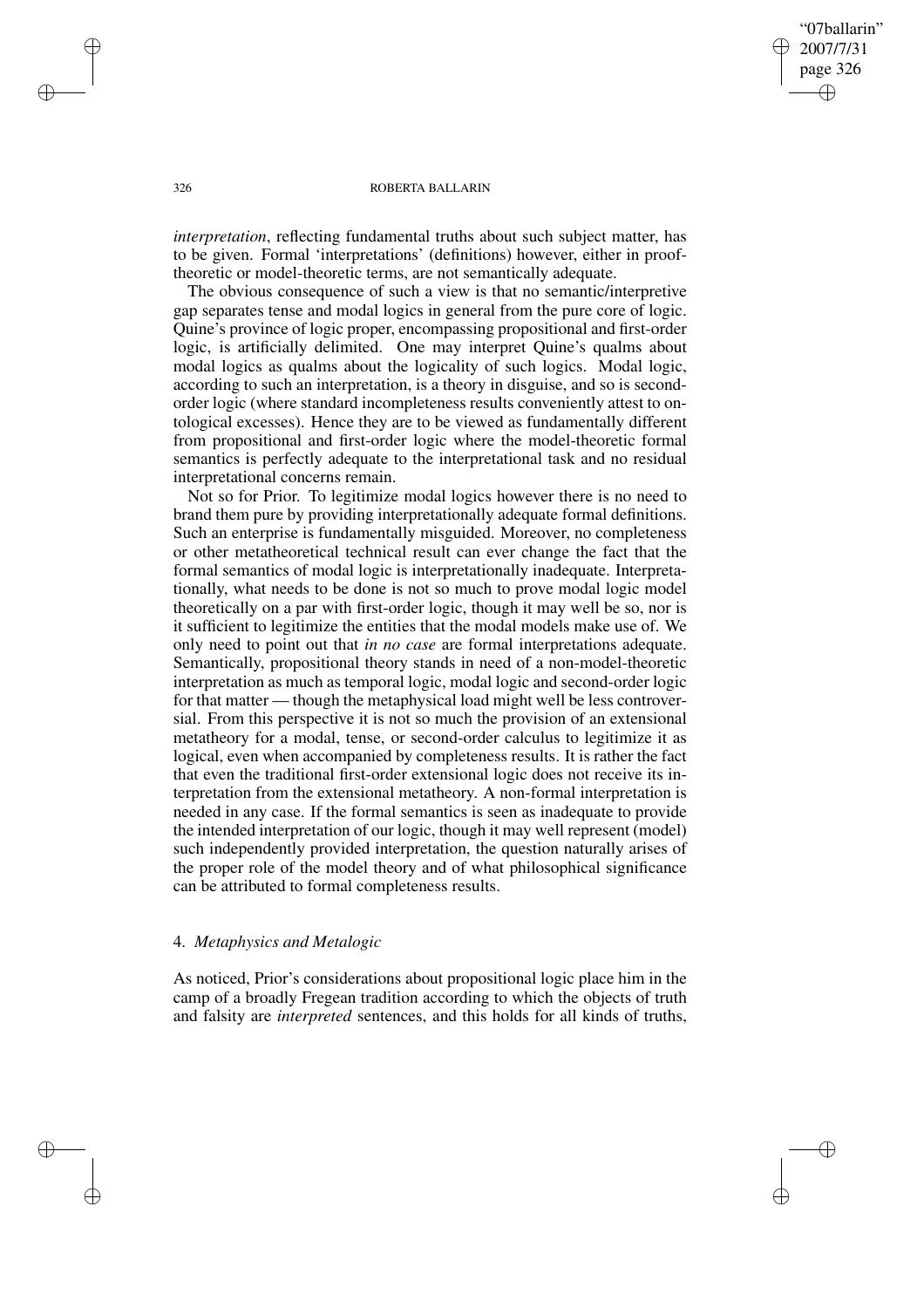*interpretation*, reflecting fundamental truths about such subject matter, has to be given. Formal 'interpretations' (definitions) however, either in proof-theoretic or model-theoretic terms, are not semantically adequate.

The obvious consequence of such a view is that no semantic/interpretive gap separates tense and modal logics in general from the pure core of logic. Quine's province of logic proper, encompassing propositional and first-order logic, is artificially delimited. One may interpret Quine's qualms about modal logics as qualms about the logicality of such logics. Modal logic, according to such an interpretation, is a theory in disguise, and so is second-order logic (where standard incompleteness results conveniently attest to ontological excesses). Hence they are to be viewed as fundamentally different from propositional and first-order logic where the model-theoretic formal semantics is perfectly adequate to the interpretational task and no residual interpretational concerns remain.

Not so for Prior. To legitimize modal logics however there is no need to brand them pure by providing interpretationally adequate formal definitions. Such an enterprise is fundamentally misguided. Moreover, no completeness or other metatheoretical technical result can ever change the fact that the formal semantics of modal logic is interpretationally inadequate. Interpretationally, what needs to be done is not so much to prove modal logic model theoretically on a par with first-order logic, though it may well be so, nor is it sufficient to legitimize the entities that the modal models make use of. We only need to point out that *in no case* are formal interpretations adequate. Semantically, propositional theory stands in need of a non-model-theoretic interpretation as much as temporal logic, modal logic and second-order logic for that matter — though the metaphysical load might well be less controversial. From this perspective it is not so much the provision of an extensional metatheory for a modal, tense, or second-order calculus to legitimize it as logical, even when accompanied by completeness results. It is rather the fact that even the traditional first-order extensional logic does not receive its interpretation from the extensional metatheory. A non-formal interpretation is needed in any case. If the formal semantics is seen as inadequate to provide the intended interpretation of our logic, though it may well represent (model) such independently provided interpretation, the question naturally arises of the proper role of the model theory and of what philosophical significance can be attributed to formal completeness results.

## 4. *Metaphysics and Metalogic*

As noticed, Prior's considerations about propositional logic place him in the camp of a broadly Fregean tradition according to which the objects of truth and falsity are *interpreted* sentences, and this holds for all kinds of truths,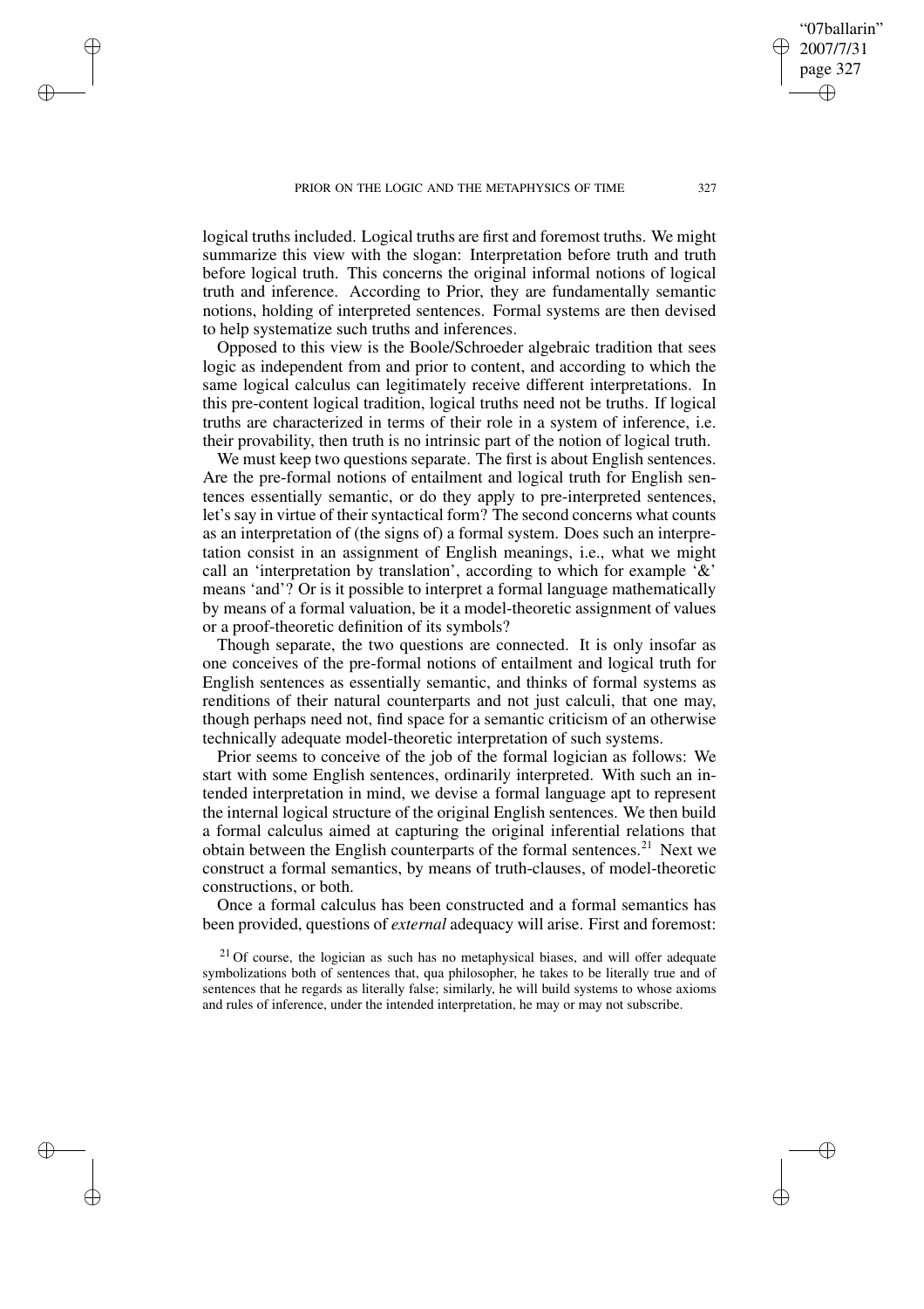logical truths included. Logical truths are first and foremost truths. We might summarize this view with the slogan: Interpretation before truth and truth before logical truth. This concerns the original informal notions of logical truth and inference. According to Prior, they are fundamentally semantic notions, holding of interpreted sentences. Formal systems are then devised to help systematize such truths and inferences.

Opposed to this view is the Boole/Schroeder algebraic tradition that sees logic as independent from and prior to content, and according to which the same logical calculus can legitimately receive different interpretations. In this pre-content logical tradition, logical truths need not be truths. If logical truths are characterized in terms of their role in a system of inference, i.e. their provability, then truth is no intrinsic part of the notion of logical truth.

We must keep two questions separate. The first is about English sentences. Are the pre-formal notions of entailment and logical truth for English sentences essentially semantic, or do they apply to pre-interpreted sentences, let's say in virtue of their syntactical form? The second concerns what counts as an interpretation of (the signs of) a formal system. Does such an interpretation consist in an assignment of English meanings, i.e., what we might call an 'interpretation by translation', according to which for example '&' means 'and'? Or is it possible to interpret a formal language mathematically by means of a formal valuation, be it a model-theoretic assignment of values or a proof-theoretic definition of its symbols?

Though separate, the two questions are connected. It is only insofar as one conceives of the pre-formal notions of entailment and logical truth for English sentences as essentially semantic, and thinks of formal systems as renditions of their natural counterparts and not just calculi, that one may, though perhaps need not, find space for a semantic criticism of an otherwise technically adequate model-theoretic interpretation of such systems.

Prior seems to conceive of the job of the formal logician as follows: We start with some English sentences, ordinarily interpreted. With such an intended interpretation in mind, we devise a formal language apt to represent the internal logical structure of the original English sentences. We then build a formal calculus aimed at capturing the original inferential relations that obtain between the English counterparts of the formal sentences.[21] Next we construct a formal semantics, by means of truth-clauses, of model-theoretic constructions, or both.

Once a formal calculus has been constructed and a formal semantics has been provided, questions of *external* adequacy will arise. First and foremost:

[21] Of course, the logician as such has no metaphysical biases, and will offer adequate symbolizations both of sentences that, qua philosopher, he takes to be literally true and of sentences that he regards as literally false; similarly, he will build systems to whose axioms and rules of inference, under the intended interpretation, he may or may not subscribe.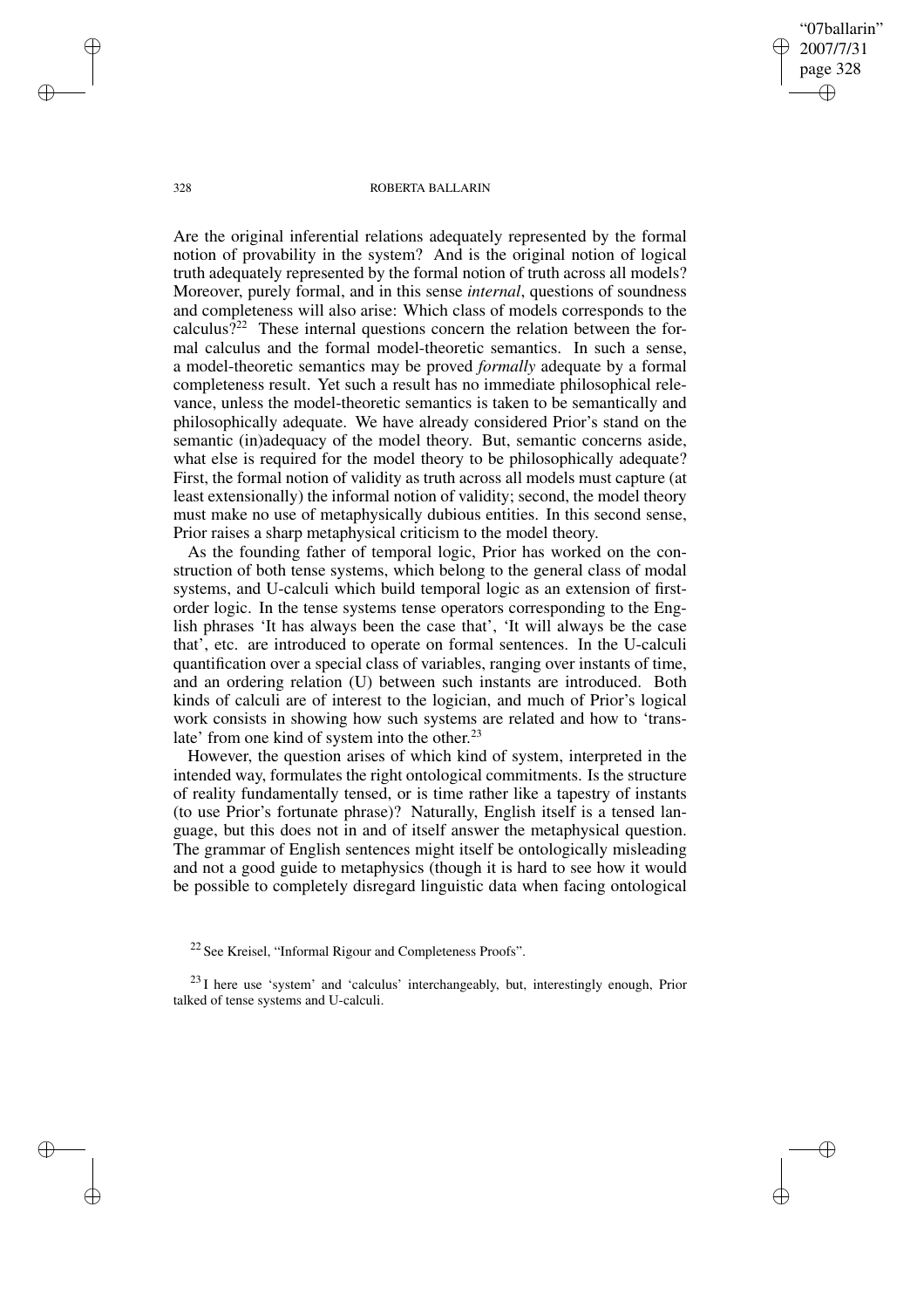Are the original inferential relations adequately represented by the formal notion of provability in the system? And is the original notion of logical truth adequately represented by the formal notion of truth across all models? Moreover, purely formal, and in this sense *internal*, questions of soundness and completeness will also arise: Which class of models corresponds to the calculus?[22] These internal questions concern the relation between the formal calculus and the formal model-theoretic semantics. In such a sense, a model-theoretic semantics may be proved *formally* adequate by a formal completeness result. Yet such a result has no immediate philosophical relevance, unless the model-theoretic semantics is taken to be semantically and philosophically adequate. We have already considered Prior's stand on the semantic (in)adequacy of the model theory. But, semantic concerns aside, what else is required for the model theory to be philosophically adequate? First, the formal notion of validity as truth across all models must capture (at least extensionally) the informal notion of validity; second, the model theory must make no use of metaphysically dubious entities. In this second sense, Prior raises a sharp metaphysical criticism to the model theory.

As the founding father of temporal logic, Prior has worked on the construction of both tense systems, which belong to the general class of modal systems, and U-calculi which build temporal logic as an extension of first-order logic. In the tense systems tense operators corresponding to the English phrases 'It has always been the case that', 'It will always be the case that', etc. are introduced to operate on formal sentences. In the U-calculi quantification over a special class of variables, ranging over instants of time, and an ordering relation (U) between such instants are introduced. Both kinds of calculi are of interest to the logician, and much of Prior's logical work consists in showing how such systems are related and how to 'translate' from one kind of system into the other.[23]

However, the question arises of which kind of system, interpreted in the intended way, formulates the right ontological commitments. Is the structure of reality fundamentally tensed, or is time rather like a tapestry of instants (to use Prior's fortunate phrase)? Naturally, English itself is a tensed language, but this does not in and of itself answer the metaphysical question. The grammar of English sentences might itself be ontologically misleading and not a good guide to metaphysics (though it is hard to see how it would be possible to completely disregard linguistic data when facing ontological

[22] See Kreisel, "Informal Rigour and Completeness Proofs".

[23] I here use 'system' and 'calculus' interchangeably, but, interestingly enough, Prior talked of tense systems and U-calculi.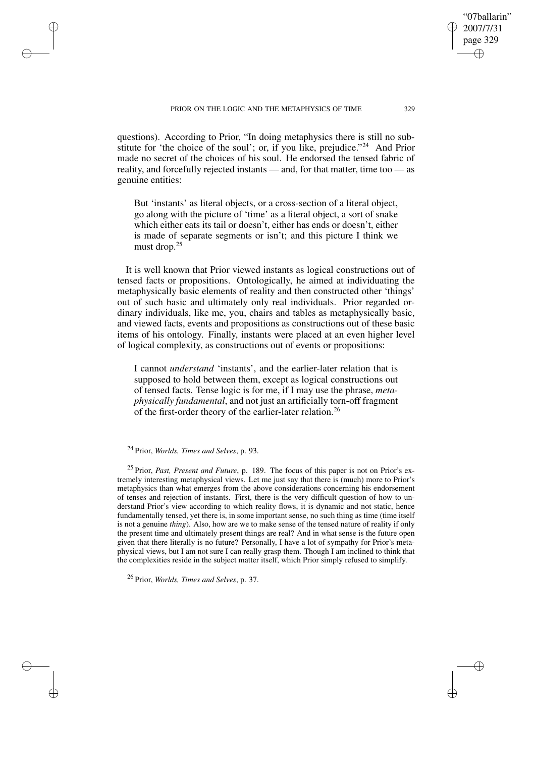questions). According to Prior, "In doing metaphysics there is still no substitute for 'the choice of the soul'; or, if you like, prejudice."[24] And Prior made no secret of the choices of his soul. He endorsed the tensed fabric of reality, and forcefully rejected instants — and, for that matter, time too — as genuine entities:

> But 'instants' as literal objects, or a cross-section of a literal object, go along with the picture of 'time' as a literal object, a sort of snake which either eats its tail or doesn't, either has ends or doesn't, either is made of separate segments or isn't; and this picture I think we must drop.[25]

It is well known that Prior viewed instants as logical constructions out of tensed facts or propositions. Ontologically, he aimed at individuating the metaphysically basic elements of reality and then constructed other 'things' out of such basic and ultimately only real individuals. Prior regarded ordinary individuals, like me, you, chairs and tables as metaphysically basic, and viewed facts, events and propositions as constructions out of these basic items of his ontology. Finally, instants were placed at an even higher level of logical complexity, as constructions out of events or propositions:

> I cannot *understand* 'instants', and the earlier-later relation that is supposed to hold between them, except as logical constructions out of tensed facts. Tense logic is for me, if I may use the phrase, *metaphysically fundamental*, and not just an artificially torn-off fragment of the first-order theory of the earlier-later relation.[26]

[24] Prior, *Worlds, Times and Selves*, p. 93.

[25] Prior, *Past, Present and Future*, p. 189. The focus of this paper is not on Prior's extremely interesting metaphysical views. Let me just say that there is (much) more to Prior's metaphysics than what emerges from the above considerations concerning his endorsement of tenses and rejection of instants. First, there is the very difficult question of how to understand Prior's view according to which reality flows, it is dynamic and not static, hence fundamentally tensed, yet there is, in some important sense, no such thing as time (time itself is not a genuine *thing*). Also, how are we to make sense of the tensed nature of reality if only the present time and ultimately present things are real? And in what sense is the future open given that there literally is no future? Personally, I have a lot of sympathy for Prior's metaphysical views, but I am not sure I can really grasp them. Though I am inclined to think that the complexities reside in the subject matter itself, which Prior simply refused to simplify.

[26] Prior, *Worlds, Times and Selves*, p. 37.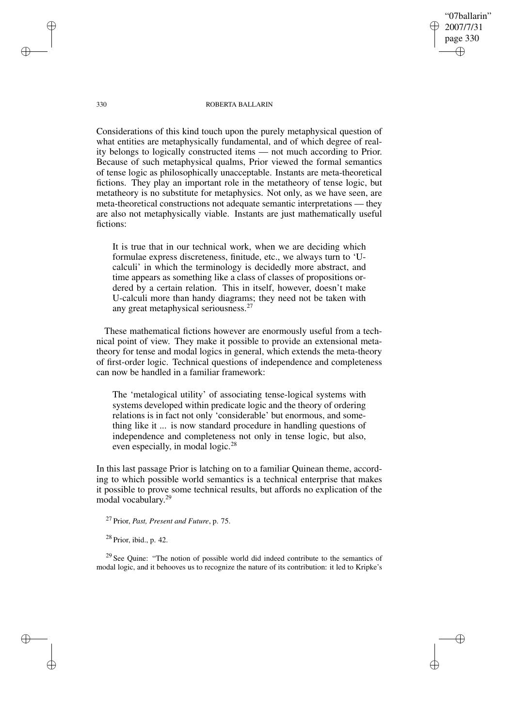Considerations of this kind touch upon the purely metaphysical question of what entities are metaphysically fundamental, and of which degree of reality belongs to logically constructed items — not much according to Prior. Because of such metaphysical qualms, Prior viewed the formal semantics of tense logic as philosophically unacceptable. Instants are meta-theoretical fictions. They play an important role in the metatheory of tense logic, but metatheory is no substitute for metaphysics. Not only, as we have seen, are meta-theoretical constructions not adequate semantic interpretations — they are also not metaphysically viable. Instants are just mathematically useful fictions:

> It is true that in our technical work, when we are deciding which formulae express discreteness, finitude, etc., we always turn to 'U-calculi' in which the terminology is decidedly more abstract, and time appears as something like a class of classes of propositions ordered by a certain relation. This in itself, however, doesn't make U-calculi more than handy diagrams; they need not be taken with any great metaphysical seriousness.[27]

These mathematical fictions however are enormously useful from a technical point of view. They make it possible to provide an extensional metatheory for tense and modal logics in general, which extends the meta-theory of first-order logic. Technical questions of independence and completeness can now be handled in a familiar framework:

> The 'metalogical utility' of associating tense-logical systems with systems developed within predicate logic and the theory of ordering relations is in fact not only 'considerable' but enormous, and something like it ... is now standard procedure in handling questions of independence and completeness not only in tense logic, but also, even especially, in modal logic.[28]

In this last passage Prior is latching on to a familiar Quinean theme, according to which possible world semantics is a technical enterprise that makes it possible to prove some technical results, but affords no explication of the modal vocabulary.[29]

---

[27] Prior, *Past, Present and Future*, p. 75.

[28] Prior, ibid., p. 42.

[29] See Quine: "The notion of possible world did indeed contribute to the semantics of modal logic, and it behooves us to recognize the nature of its contribution: it led to Kripke's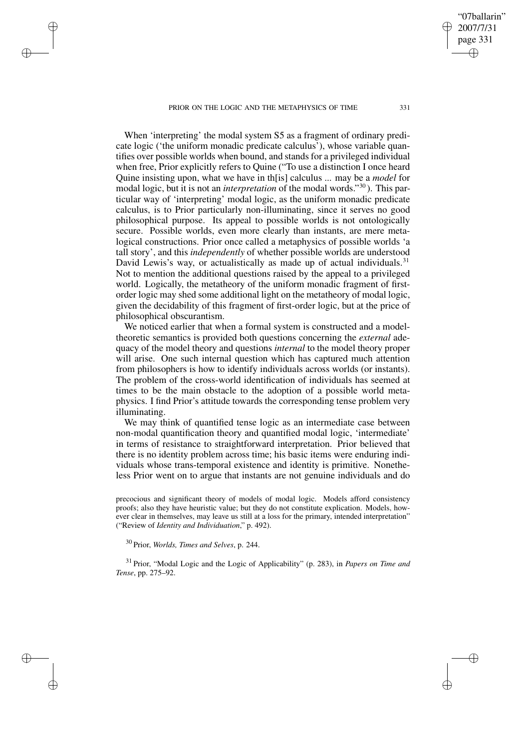When 'interpreting' the modal system S5 as a fragment of ordinary predicate logic ('the uniform monadic predicate calculus'), whose variable quantifies over possible worlds when bound, and stands for a privileged individual when free, Prior explicitly refers to Quine ("To use a distinction I once heard Quine insisting upon, what we have in th[is] calculus ... may be a *model* for modal logic, but it is not an *interpretation* of the modal words."[30]). This particular way of 'interpreting' modal logic, as the uniform monadic predicate calculus, is to Prior particularly non-illuminating, since it serves no good philosophical purpose. Its appeal to possible worlds is not ontologically secure. Possible worlds, even more clearly than instants, are mere metalogical constructions. Prior once called a metaphysics of possible worlds 'a tall story', and this *independently* of whether possible worlds are understood David Lewis's way, or actualistically as made up of actual individuals.[31] Not to mention the additional questions raised by the appeal to a privileged world. Logically, the metatheory of the uniform monadic fragment of first-order logic may shed some additional light on the metatheory of modal logic, given the decidability of this fragment of first-order logic, but at the price of philosophical obscurantism.

We noticed earlier that when a formal system is constructed and a model-theoretic semantics is provided both questions concerning the *external* adequacy of the model theory and questions *internal* to the model theory proper will arise. One such internal question which has captured much attention from philosophers is how to identify individuals across worlds (or instants). The problem of the cross-world identification of individuals has seemed at times to be the main obstacle to the adoption of a possible world metaphysics. I find Prior's attitude towards the corresponding tense problem very illuminating.

We may think of quantified tense logic as an intermediate case between non-modal quantification theory and quantified modal logic, 'intermediate' in terms of resistance to straightforward interpretation. Prior believed that there is no identity problem across time; his basic items were enduring individuals whose trans-temporal existence and identity is primitive. Nonetheless Prior went on to argue that instants are not genuine individuals and do

precocious and significant theory of models of modal logic. Models afford consistency proofs; also they have heuristic value; but they do not constitute explication. Models, however clear in themselves, may leave us still at a loss for the primary, intended interpretation" ("Review of *Identity and Individuation*," p. 492).

[30] Prior, *Worlds, Times and Selves*, p. 244.

[31] Prior, "Modal Logic and the Logic of Applicability" (p. 283), in *Papers on Time and Tense*, pp. 275–92.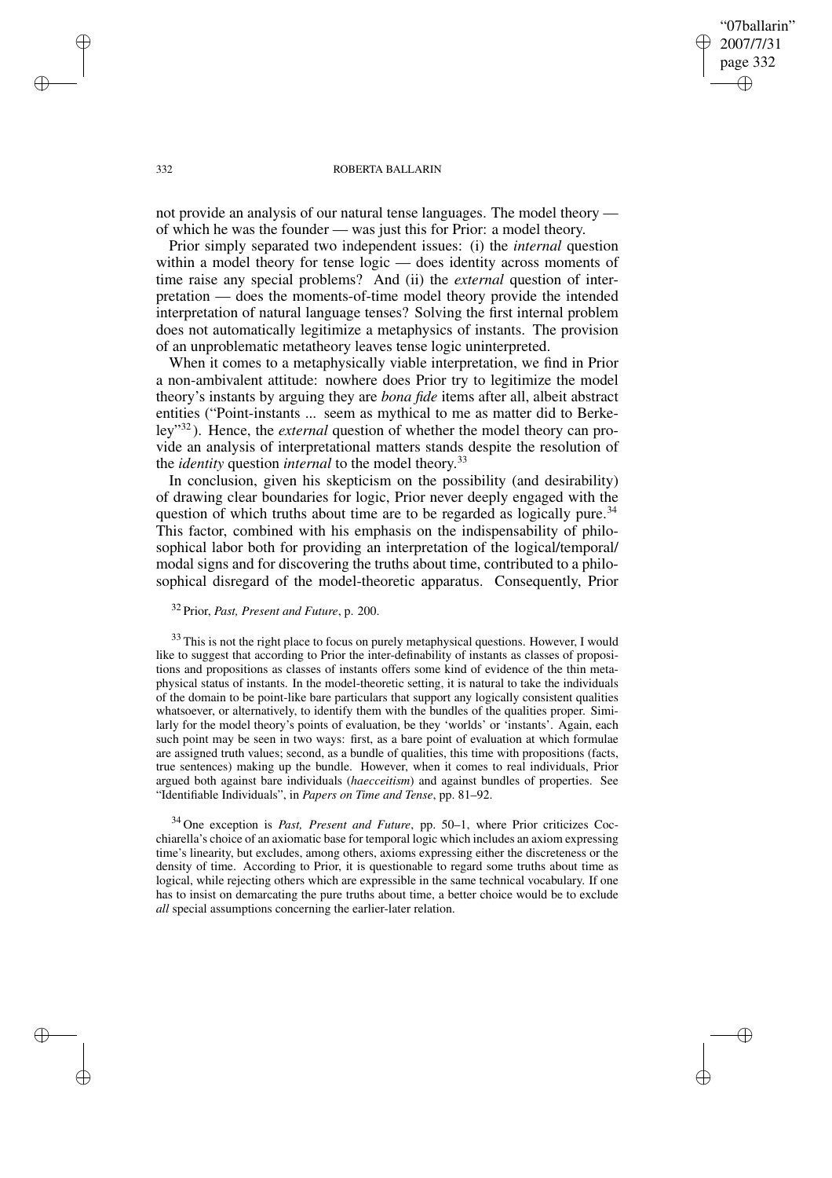not provide an analysis of our natural tense languages. The model theory — of which he was the founder — was just this for Prior: a model theory.

Prior simply separated two independent issues: (i) the *internal* question within a model theory for tense logic — does identity across moments of time raise any special problems? And (ii) the *external* question of interpretation — does the moments-of-time model theory provide the intended interpretation of natural language tenses? Solving the first internal problem does not automatically legitimize a metaphysics of instants. The provision of an unproblematic metatheory leaves tense logic uninterpreted.

When it comes to a metaphysically viable interpretation, we find in Prior a non-ambivalent attitude: nowhere does Prior try to legitimize the model theory's instants by arguing they are *bona fide* items after all, albeit abstract entities ("Point-instants ... seem as mythical to me as matter did to Berkeley"[32]). Hence, the *external* question of whether the model theory can provide an analysis of interpretational matters stands despite the resolution of the *identity* question *internal* to the model theory.[33]

In conclusion, given his skepticism on the possibility (and desirability) of drawing clear boundaries for logic, Prior never deeply engaged with the question of which truths about time are to be regarded as logically pure.[34] This factor, combined with his emphasis on the indispensability of philosophical labor both for providing an interpretation of the logical/temporal/modal signs and for discovering the truths about time, contributed to a philosophical disregard of the model-theoretic apparatus. Consequently, Prior

[32] Prior, *Past, Present and Future*, p. 200.

[33] This is not the right place to focus on purely metaphysical questions. However, I would like to suggest that according to Prior the inter-definability of instants as classes of propositions and propositions as classes of instants offers some kind of evidence of the thin metaphysical status of instants. In the model-theoretic setting, it is natural to take the individuals of the domain to be point-like bare particulars that support any logically consistent qualities whatsoever, or alternatively, to identify them with the bundles of the qualities proper. Similarly for the model theory's points of evaluation, be they 'worlds' or 'instants'. Again, each such point may be seen in two ways: first, as a bare point of evaluation at which formulae are assigned truth values; second, as a bundle of qualities, this time with propositions (facts, true sentences) making up the bundle. However, when it comes to real individuals, Prior argued both against bare individuals (*haecceitism*) and against bundles of properties. See "Identifiable Individuals", in *Papers on Time and Tense*, pp. 81–92.

[34] One exception is *Past, Present and Future*, pp. 50–1, where Prior criticizes Cocchiarella's choice of an axiomatic base for temporal logic which includes an axiom expressing time's linearity, but excludes, among others, axioms expressing either the discreteness or the density of time. According to Prior, it is questionable to regard some truths about time as logical, while rejecting others which are expressible in the same technical vocabulary. If one has to insist on demarcating the pure truths about time, a better choice would be to exclude *all* special assumptions concerning the earlier-later relation.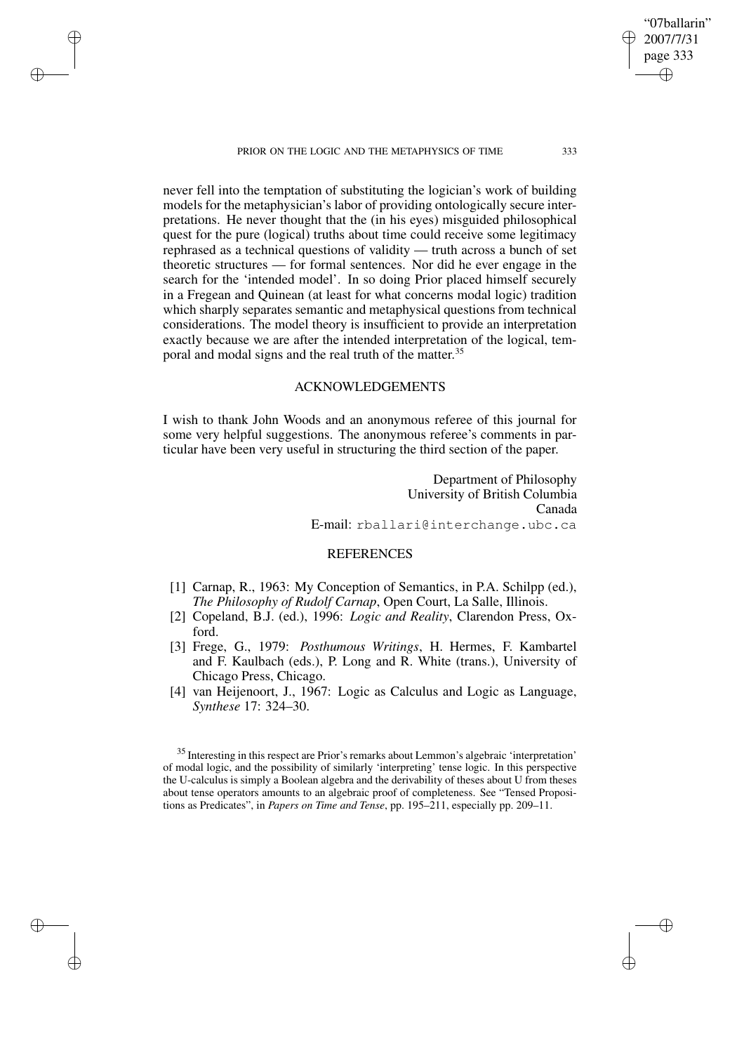never fell into the temptation of substituting the logician's work of building models for the metaphysician's labor of providing ontologically secure interpretations. He never thought that the (in his eyes) misguided philosophical quest for the pure (logical) truths about time could receive some legitimacy rephrased as a technical questions of validity — truth across a bunch of set theoretic structures — for formal sentences. Nor did he ever engage in the search for the 'intended model'. In so doing Prior placed himself securely in a Fregean and Quinean (at least for what concerns modal logic) tradition which sharply separates semantic and metaphysical questions from technical considerations. The model theory is insufficient to provide an interpretation exactly because we are after the intended interpretation of the logical, temporal and modal signs and the real truth of the matter.[35]

## ACKNOWLEDGEMENTS

I wish to thank John Woods and an anonymous referee of this journal for some very helpful suggestions. The anonymous referee's comments in particular have been very useful in structuring the third section of the paper.

Department of Philosophy
University of British Columbia
Canada
E-mail: rballari@interchange.ubc.ca

## REFERENCES

[1] Carnap, R., 1963: My Conception of Semantics, in P.A. Schilpp (ed.), *The Philosophy of Rudolf Carnap*, Open Court, La Salle, Illinois.

[2] Copeland, B.J. (ed.), 1996: *Logic and Reality*, Clarendon Press, Oxford.

[3] Frege, G., 1979: *Posthumous Writings*, H. Hermes, F. Kambartel and F. Kaulbach (eds.), P. Long and R. White (trans.), University of Chicago Press, Chicago.

[4] van Heijenoort, J., 1967: Logic as Calculus and Logic as Language, *Synthese* 17: 324–30.

[35] Interesting in this respect are Prior's remarks about Lemmon's algebraic 'interpretation' of modal logic, and the possibility of similarly 'interpreting' tense logic. In this perspective the U-calculus is simply a Boolean algebra and the derivability of theses about U from theses about tense operators amounts to an algebraic proof of completeness. See "Tensed Propositions as Predicates", in *Papers on Time and Tense*, pp. 195–211, especially pp. 209–11.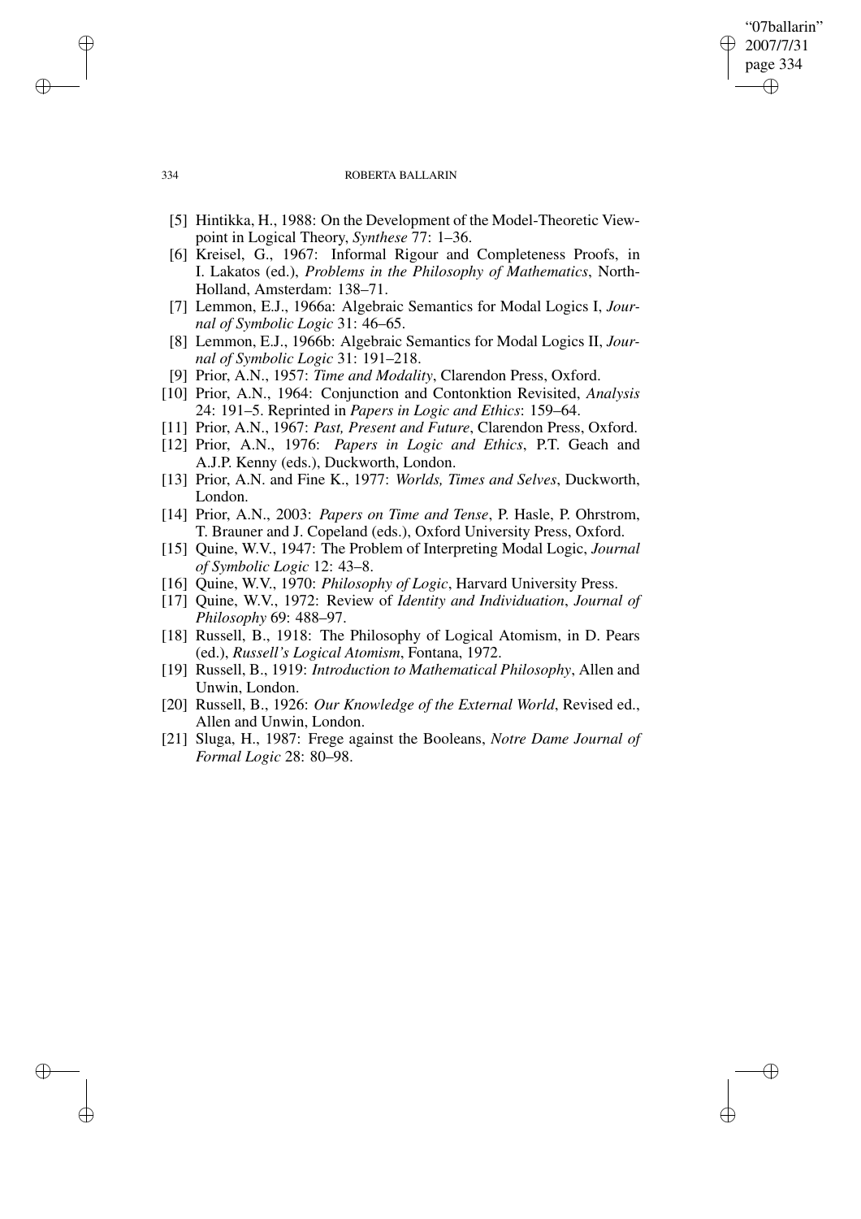[5] Hintikka, H., 1988: On the Development of the Model-Theoretic Viewpoint in Logical Theory, *Synthese* 77: 1–36.

[6] Kreisel, G., 1967: Informal Rigour and Completeness Proofs, in I. Lakatos (ed.), *Problems in the Philosophy of Mathematics*, North-Holland, Amsterdam: 138–71.

[7] Lemmon, E.J., 1966a: Algebraic Semantics for Modal Logics I, *Journal of Symbolic Logic* 31: 46–65.

[8] Lemmon, E.J., 1966b: Algebraic Semantics for Modal Logics II, *Journal of Symbolic Logic* 31: 191–218.

[9] Prior, A.N., 1957: *Time and Modality*, Clarendon Press, Oxford.

[10] Prior, A.N., 1964: Conjunction and Contonktion Revisited, *Analysis* 24: 191–5. Reprinted in *Papers in Logic and Ethics*: 159–64.

[11] Prior, A.N., 1967: *Past, Present and Future*, Clarendon Press, Oxford.

[12] Prior, A.N., 1976: *Papers in Logic and Ethics*, P.T. Geach and A.J.P. Kenny (eds.), Duckworth, London.

[13] Prior, A.N. and Fine K., 1977: *Worlds, Times and Selves*, Duckworth, London.

[14] Prior, A.N., 2003: *Papers on Time and Tense*, P. Hasle, P. Ohrstrom, T. Brauner and J. Copeland (eds.), Oxford University Press, Oxford.

[15] Quine, W.V., 1947: The Problem of Interpreting Modal Logic, *Journal of Symbolic Logic* 12: 43–8.

[16] Quine, W.V., 1970: *Philosophy of Logic*, Harvard University Press.

[17] Quine, W.V., 1972: Review of *Identity and Individuation*, *Journal of Philosophy* 69: 488–97.

[18] Russell, B., 1918: The Philosophy of Logical Atomism, in D. Pears (ed.), *Russell's Logical Atomism*, Fontana, 1972.

[19] Russell, B., 1919: *Introduction to Mathematical Philosophy*, Allen and Unwin, London.

[20] Russell, B., 1926: *Our Knowledge of the External World*, Revised ed., Allen and Unwin, London.

[21] Sluga, H., 1987: Frege against the Booleans, *Notre Dame Journal of Formal Logic* 28: 80–98.